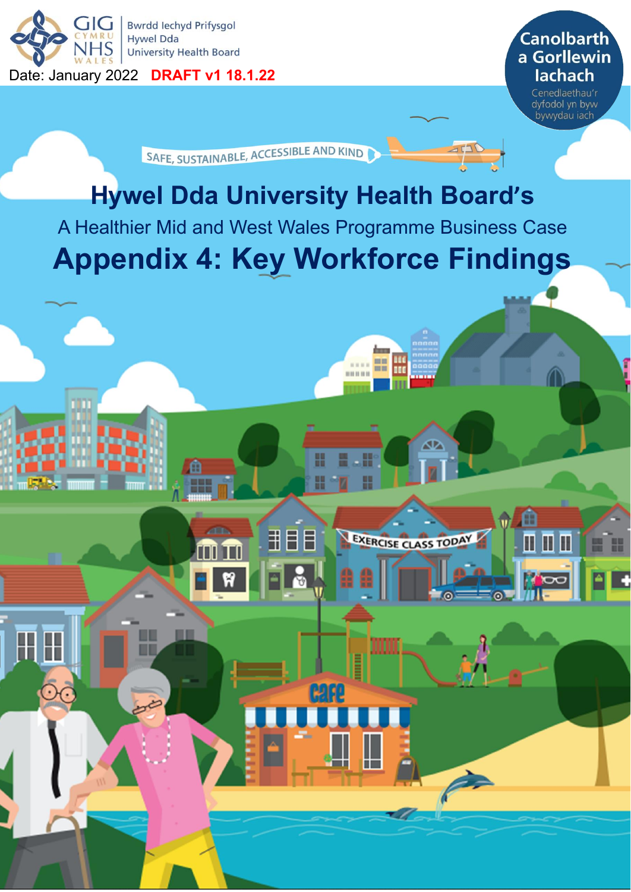GIG CYMRU NHS WALES

Bwrdd Iechyd Prifysgol Hywel Dda University Health Board

Date: January 2022 **DRAFT v1 18.1.22**

Canolbarth a Gorllewin Iachach

Cenedlaethau'r dyfodol yn byw bywydau iach

SAFE, SUSTAINABLE, ACCESSIBLE AND KIND

# Hywel Dda University Health Board's

A Healthier Mid and West Wales Programme Business Case

# Appendix 4: Key Workforce Findings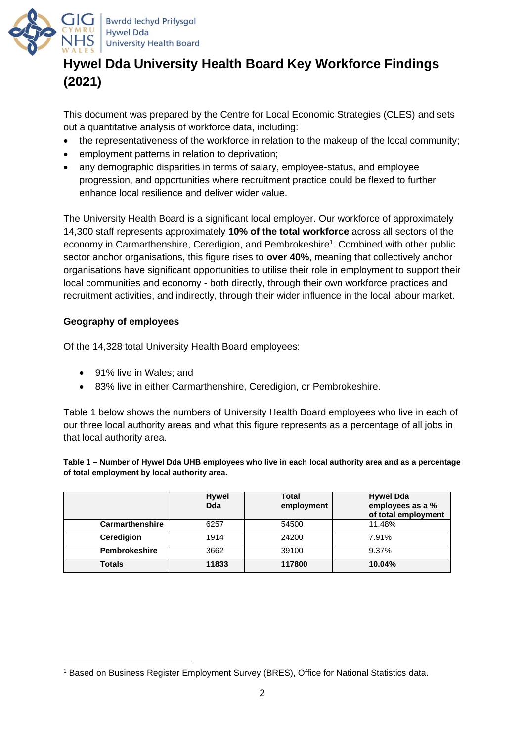# Hywel Dda University Health Board Key Workforce Findings (2021)

This document was prepared by the Centre for Local Economic Strategies (CLES) and sets out a quantitative analysis of workforce data, including:

- the representativeness of the workforce in relation to the makeup of the local community;
- employment patterns in relation to deprivation;
- any demographic disparities in terms of salary, employee-status, and employee progression, and opportunities where recruitment practice could be flexed to further enhance local resilience and deliver wider value.

The University Health Board is a significant local employer. Our workforce of approximately 14,300 staff represents approximately **10% of the total workforce** across all sectors of the economy in Carmarthenshire, Ceredigion, and Pembrokeshire[1]. Combined with other public sector anchor organisations, this figure rises to **over 40%**, meaning that collectively anchor organisations have significant opportunities to utilise their role in employment to support their local communities and economy - both directly, through their own workforce practices and recruitment activities, and indirectly, through their wider influence in the local labour market.

## Geography of employees

Of the 14,328 total University Health Board employees:

- 91% live in Wales; and
- 83% live in either Carmarthenshire, Ceredigion, or Pembrokeshire.

Table 1 below shows the numbers of University Health Board employees who live in each of our three local authority areas and what this figure represents as a percentage of all jobs in that local authority area.

**Table 1 – Number of Hywel Dda UHB employees who live in each local authority area and as a percentage of total employment by local authority area.**

| | Hywel Dda | Total employment | Hywel Dda employees as a % of total employment |
|---|---|---|---|
| **Carmarthenshire** | 6257 | 54500 | 11.48% |
| **Ceredigion** | 1914 | 24200 | 7.91% |
| **Pembrokeshire** | 3662 | 39100 | 9.37% |
| **Totals** | **11833** | **117800** | **10.04%** |

[1] Based on Business Register Employment Survey (BRES), Office for National Statistics data.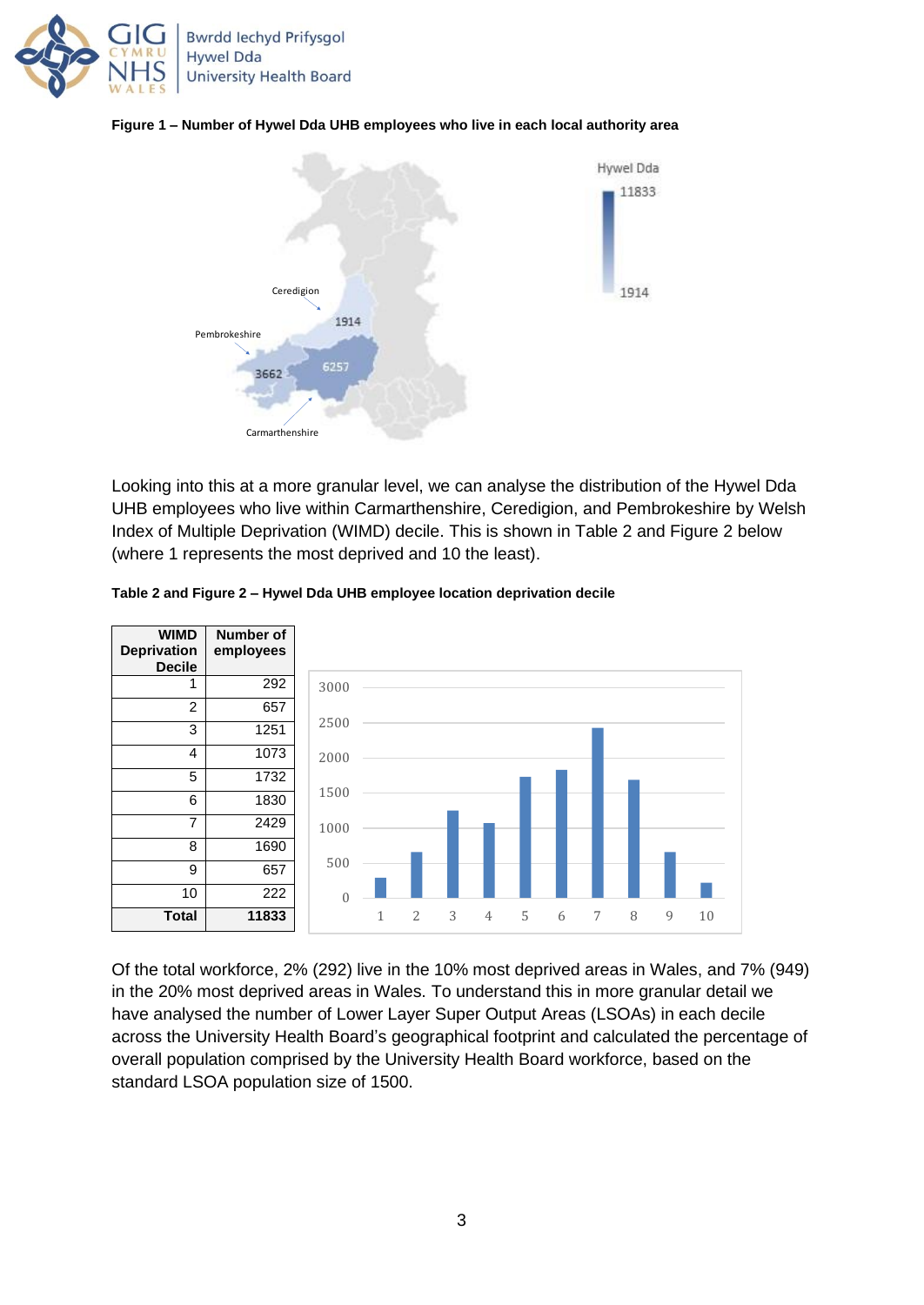**Figure 1 – Number of Hywel Dda UHB employees who live in each local authority area**

Looking into this at a more granular level, we can analyse the distribution of the Hywel Dda UHB employees who live within Carmarthenshire, Ceredigion, and Pembrokeshire by Welsh Index of Multiple Deprivation (WIMD) decile. This is shown in Table 2 and Figure 2 below (where 1 represents the most deprived and 10 the least).

**Table 2 and Figure 2 – Hywel Dda UHB employee location deprivation decile**

| WIMD Deprivation Decile | Number of employees |
|---:|---:|
| 1 | 292 |
| 2 | 657 |
| 3 | 1251 |
| 4 | 1073 |
| 5 | 1732 |
| 6 | 1830 |
| 7 | 2429 |
| 8 | 1690 |
| 9 | 657 |
| 10 | 222 |
| **Total** | **11833** |

Of the total workforce, 2% (292) live in the 10% most deprived areas in Wales, and 7% (949) in the 20% most deprived areas in Wales. To understand this in more granular detail we have analysed the number of Lower Layer Super Output Areas (LSOAs) in each decile across the University Health Board's geographical footprint and calculated the percentage of overall population comprised by the University Health Board workforce, based on the standard LSOA population size of 1500.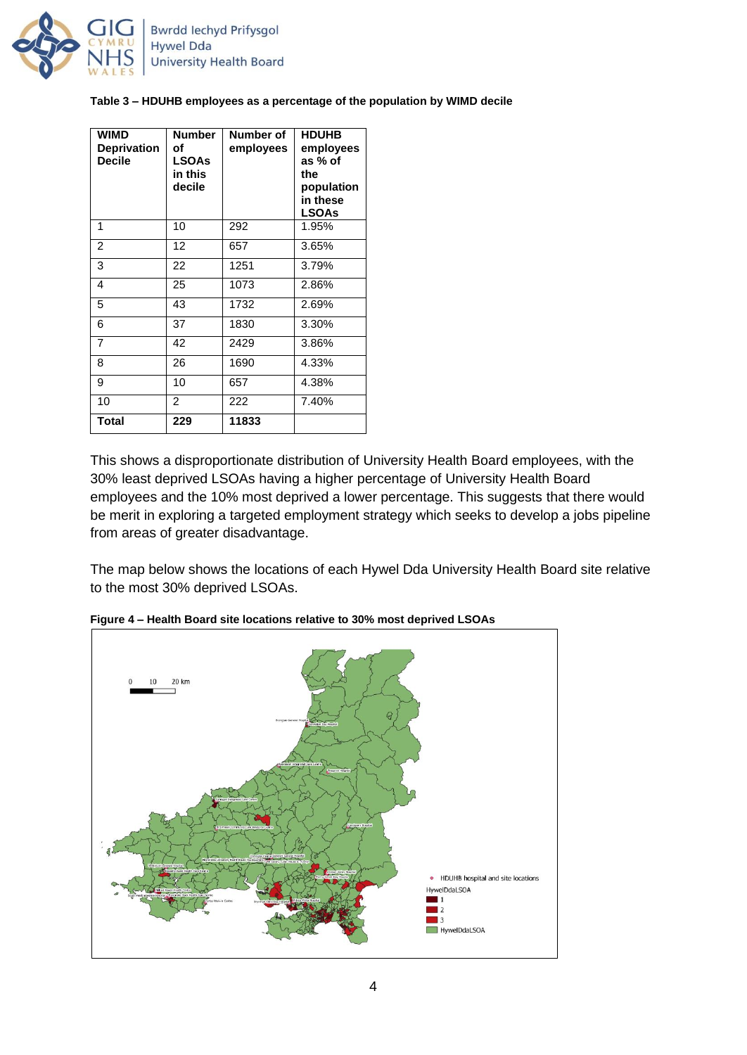**Table 3 – HDUHB employees as a percentage of the population by WIMD decile**

| WIMD Deprivation Decile | Number of LSOAs in this decile | Number of employees | HDUHB employees as % of the population in these LSOAs |
|---|---|---|---|
| 1 | 10 | 292 | 1.95% |
| 2 | 12 | 657 | 3.65% |
| 3 | 22 | 1251 | 3.79% |
| 4 | 25 | 1073 | 2.86% |
| 5 | 43 | 1732 | 2.69% |
| 6 | 37 | 1830 | 3.30% |
| 7 | 42 | 2429 | 3.86% |
| 8 | 26 | 1690 | 4.33% |
| 9 | 10 | 657 | 4.38% |
| 10 | 2 | 222 | 7.40% |
| **Total** | **229** | **11833** | |

This shows a disproportionate distribution of University Health Board employees, with the 30% least deprived LSOAs having a higher percentage of University Health Board employees and the 10% most deprived a lower percentage. This suggests that there would be merit in exploring a targeted employment strategy which seeks to develop a jobs pipeline from areas of greater disadvantage.

The map below shows the locations of each Hywel Dda University Health Board site relative to the most 30% deprived LSOAs.

**Figure 4 – Health Board site locations relative to 30% most deprived LSOAs**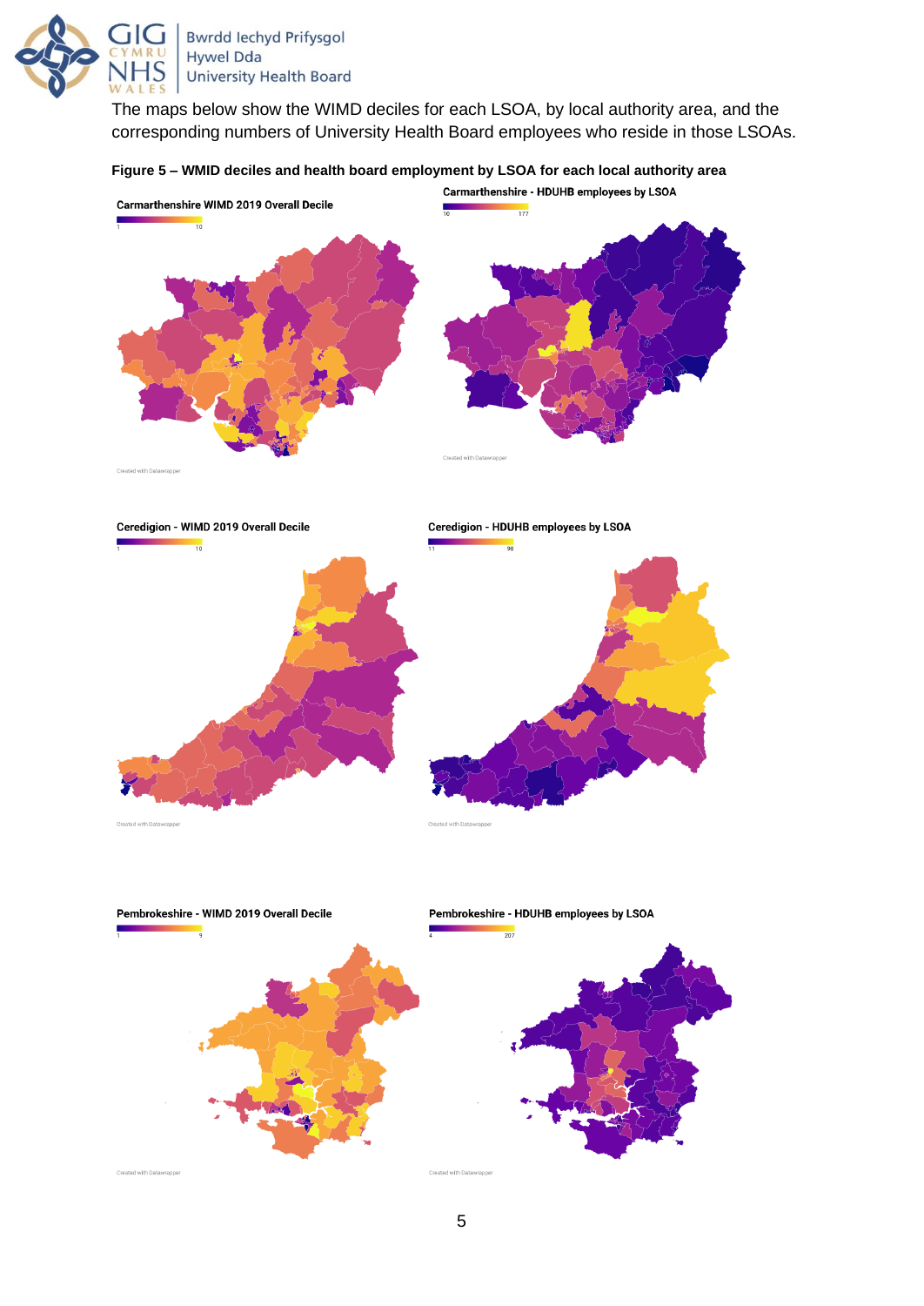The maps below show the WIMD deciles for each LSOA, by local authority area, and the corresponding numbers of University Health Board employees who reside in those LSOAs.

**Figure 5 – WMID deciles and health board employment by LSOA for each local authority area**

Carmarthenshire WIMD 2019 Overall Decile

1 — 10

Created with Datawrapper

Carmarthenshire - HDUHB employees by LSOA

10 — 177

Created with Datawrapper

Ceredigion - WIMD 2019 Overall Decile

1 — 10

Created with Datawrapper

Ceredigion - HDUHB employees by LSOA

11 — 98

Created with Datawrapper

Pembrokeshire - WIMD 2019 Overall Decile

1 — 9

Created with Datawrapper

Pembrokeshire - HDUHB employees by LSOA

4 — 207

Created with Datawrapper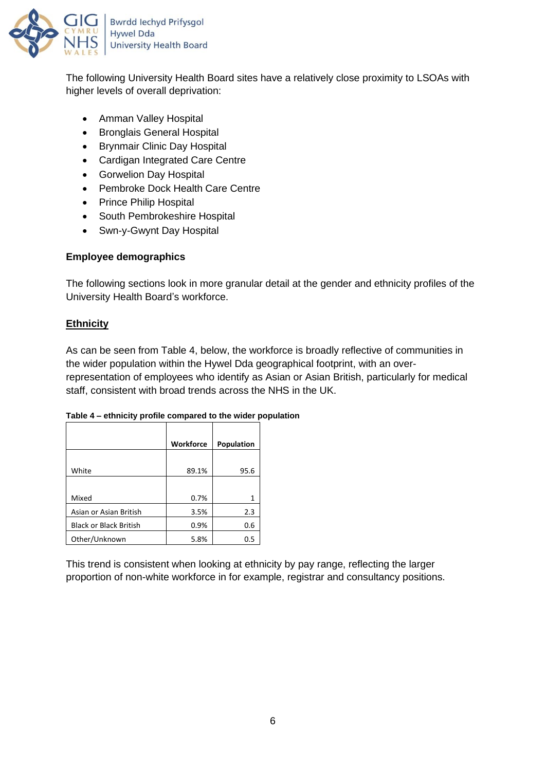The following University Health Board sites have a relatively close proximity to LSOAs with higher levels of overall deprivation:

- Amman Valley Hospital
- Bronglais General Hospital
- Brynmair Clinic Day Hospital
- Cardigan Integrated Care Centre
- Gorwelion Day Hospital
- Pembroke Dock Health Care Centre
- Prince Philip Hospital
- South Pembrokeshire Hospital
- Swn-y-Gwynt Day Hospital

**Employee demographics**

The following sections look in more granular detail at the gender and ethnicity profiles of the University Health Board's workforce.

**Ethnicity**

As can be seen from Table 4, below, the workforce is broadly reflective of communities in the wider population within the Hywel Dda geographical footprint, with an over-representation of employees who identify as Asian or Asian British, particularly for medical staff, consistent with broad trends across the NHS in the UK.

**Table 4 – ethnicity profile compared to the wider population**

| | Workforce | Population |
|---|---|---|
| White | 89.1% | 95.6 |
| Mixed | 0.7% | 1 |
| Asian or Asian British | 3.5% | 2.3 |
| Black or Black British | 0.9% | 0.6 |
| Other/Unknown | 5.8% | 0.5 |

This trend is consistent when looking at ethnicity by pay range, reflecting the larger proportion of non-white workforce in for example, registrar and consultancy positions.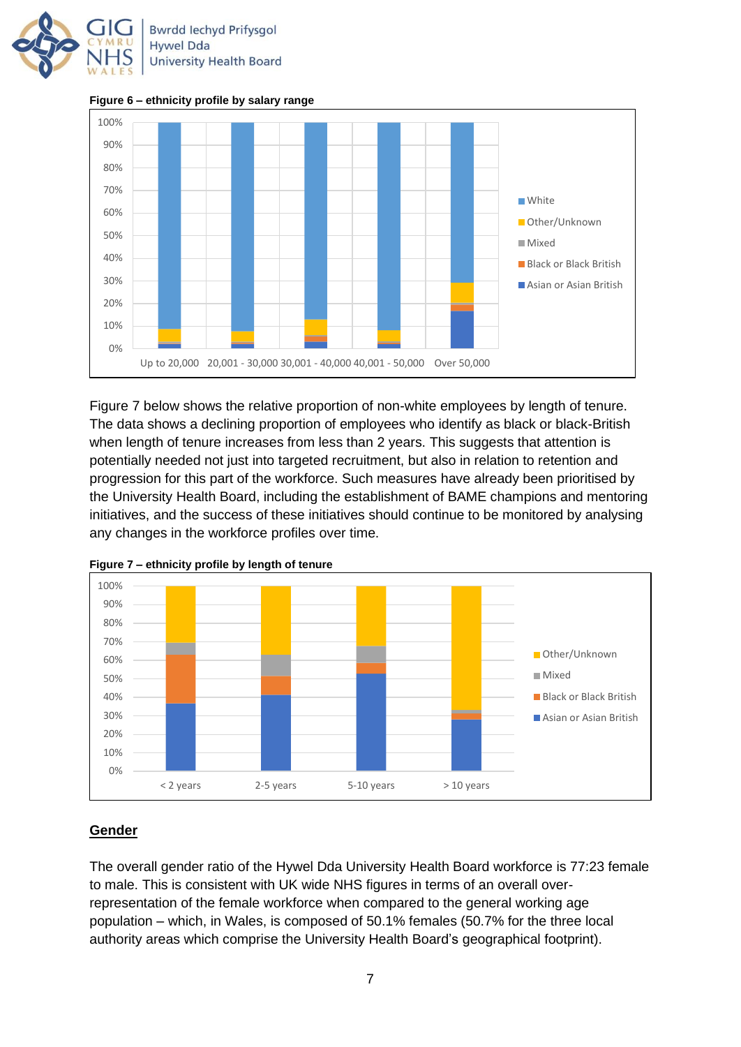**Figure 6 – ethnicity profile by salary range**

Figure 7 below shows the relative proportion of non-white employees by length of tenure. The data shows a declining proportion of employees who identify as black or black-British when length of tenure increases from less than 2 years. This suggests that attention is potentially needed not just into targeted recruitment, but also in relation to retention and progression for this part of the workforce. Such measures have already been prioritised by the University Health Board, including the establishment of BAME champions and mentoring initiatives, and the success of these initiatives should continue to be monitored by analysing any changes in the workforce profiles over time.

**Figure 7 – ethnicity profile by length of tenure**

## Gender

The overall gender ratio of the Hywel Dda University Health Board workforce is 77:23 female to male. This is consistent with UK wide NHS figures in terms of an overall over-representation of the female workforce when compared to the general working age population – which, in Wales, is composed of 50.1% females (50.7% for the three local authority areas which comprise the University Health Board's geographical footprint).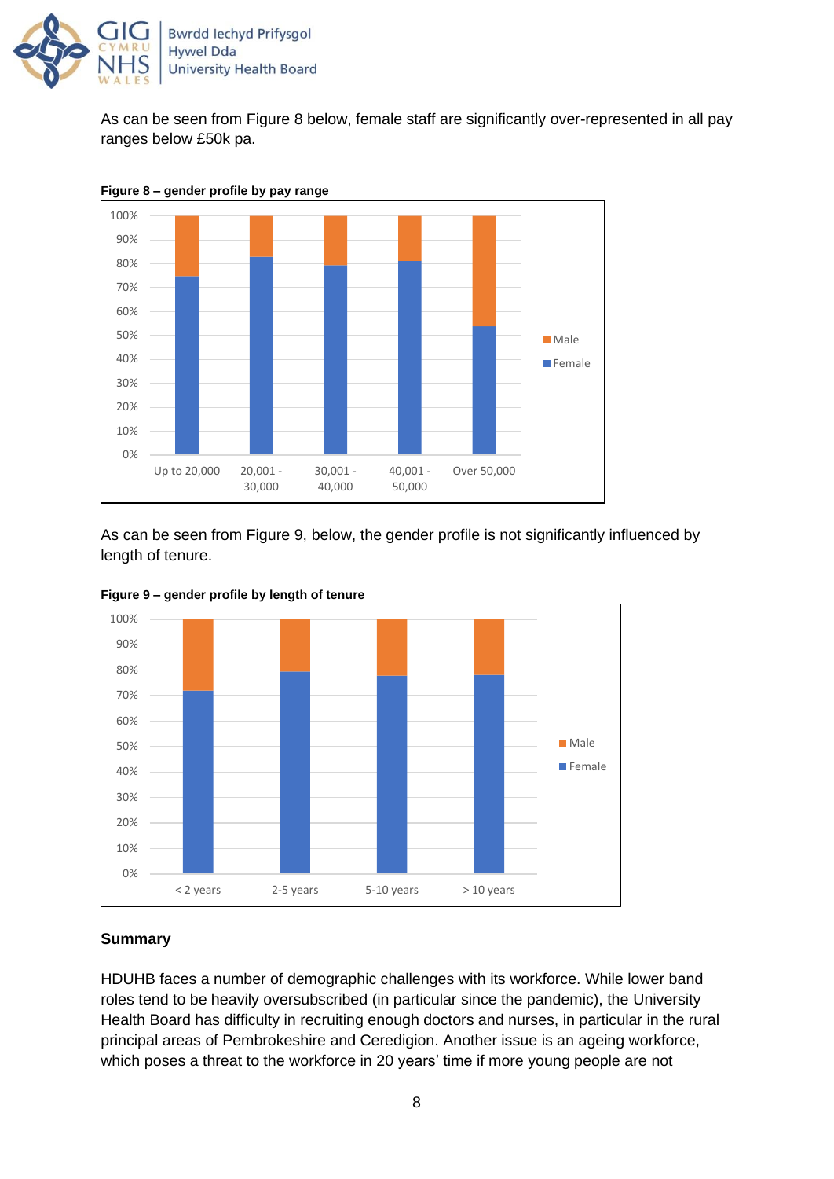As can be seen from Figure 8 below, female staff are significantly over-represented in all pay ranges below £50k pa.

**Figure 8 – gender profile by pay range**

As can be seen from Figure 9, below, the gender profile is not significantly influenced by length of tenure.

**Figure 9 – gender profile by length of tenure**

## Summary

HDUHB faces a number of demographic challenges with its workforce. While lower band roles tend to be heavily oversubscribed (in particular since the pandemic), the University Health Board has difficulty in recruiting enough doctors and nurses, in particular in the rural principal areas of Pembrokeshire and Ceredigion. Another issue is an ageing workforce, which poses a threat to the workforce in 20 years' time if more young people are not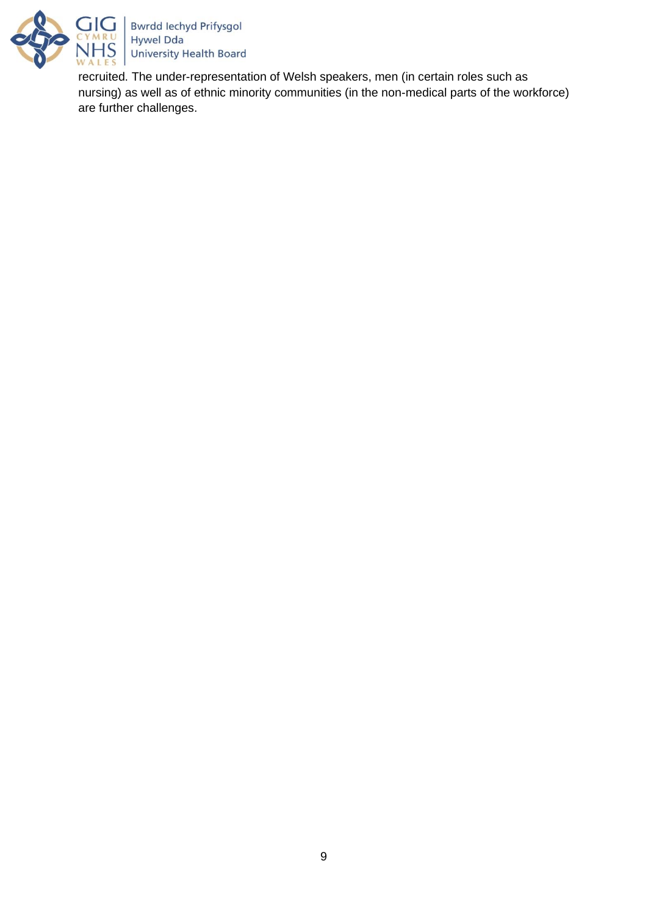recruited. The under-representation of Welsh speakers, men (in certain roles such as nursing) as well as of ethnic minority communities (in the non-medical parts of the workforce) are further challenges.